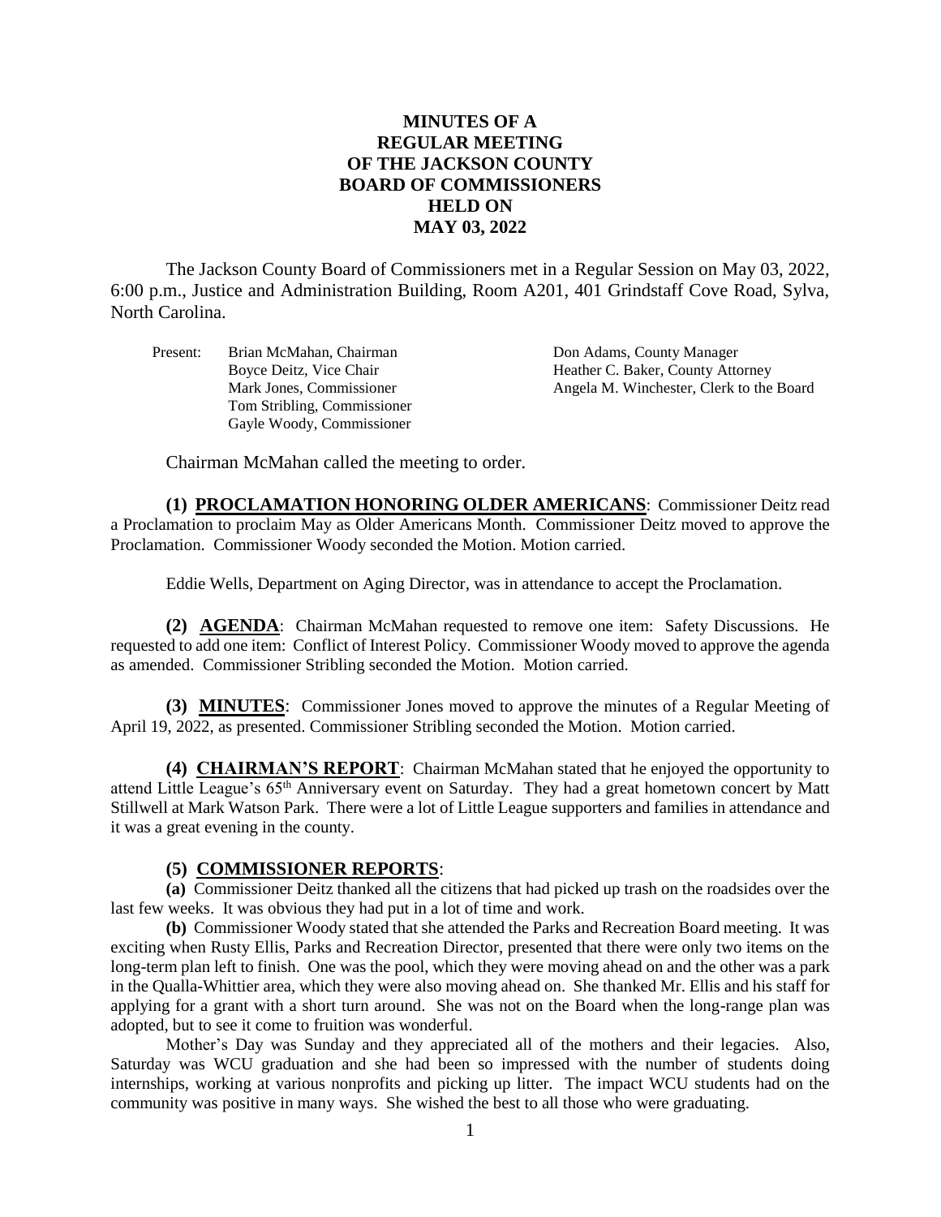# MINUTES OF A REGULAR MEETING OF THE JACKSON COUNTY BOARD OF COMMISSIONERS HELD ON MAY 03, 2022

The Jackson County Board of Commissioners met in a Regular Session on May 03, 2022, 6:00 p.m., Justice and Administration Building, Room A201, 401 Grindstaff Cove Road, Sylva, North Carolina.

| Present: | | |
|---|---|---|
| | Brian McMahan, Chairman | Don Adams, County Manager |
| | Boyce Deitz, Vice Chair | Heather C. Baker, County Attorney |
| | Mark Jones, Commissioner | Angela M. Winchester, Clerk to the Board |
| | Tom Stribling, Commissioner | |
| | Gayle Woody, Commissioner | |

Chairman McMahan called the meeting to order.

**(1) PROCLAMATION HONORING OLDER AMERICANS**: Commissioner Deitz read a Proclamation to proclaim May as Older Americans Month. Commissioner Deitz moved to approve the Proclamation. Commissioner Woody seconded the Motion. Motion carried.

Eddie Wells, Department on Aging Director, was in attendance to accept the Proclamation.

**(2) AGENDA**: Chairman McMahan requested to remove one item: Safety Discussions. He requested to add one item: Conflict of Interest Policy. Commissioner Woody moved to approve the agenda as amended. Commissioner Stribling seconded the Motion. Motion carried.

**(3) MINUTES**: Commissioner Jones moved to approve the minutes of a Regular Meeting of April 19, 2022, as presented. Commissioner Stribling seconded the Motion. Motion carried.

**(4) CHAIRMAN'S REPORT**: Chairman McMahan stated that he enjoyed the opportunity to attend Little League's 65th Anniversary event on Saturday. They had a great hometown concert by Matt Stillwell at Mark Watson Park. There were a lot of Little League supporters and families in attendance and it was a great evening in the county.

**(5) COMMISSIONER REPORTS**:

**(a)** Commissioner Deitz thanked all the citizens that had picked up trash on the roadsides over the last few weeks. It was obvious they had put in a lot of time and work.

**(b)** Commissioner Woody stated that she attended the Parks and Recreation Board meeting. It was exciting when Rusty Ellis, Parks and Recreation Director, presented that there were only two items on the long-term plan left to finish. One was the pool, which they were moving ahead on and the other was a park in the Qualla-Whittier area, which they were also moving ahead on. She thanked Mr. Ellis and his staff for applying for a grant with a short turn around. She was not on the Board when the long-range plan was adopted, but to see it come to fruition was wonderful.

Mother's Day was Sunday and they appreciated all of the mothers and their legacies. Also, Saturday was WCU graduation and she had been so impressed with the number of students doing internships, working at various nonprofits and picking up litter. The impact WCU students had on the community was positive in many ways. She wished the best to all those who were graduating.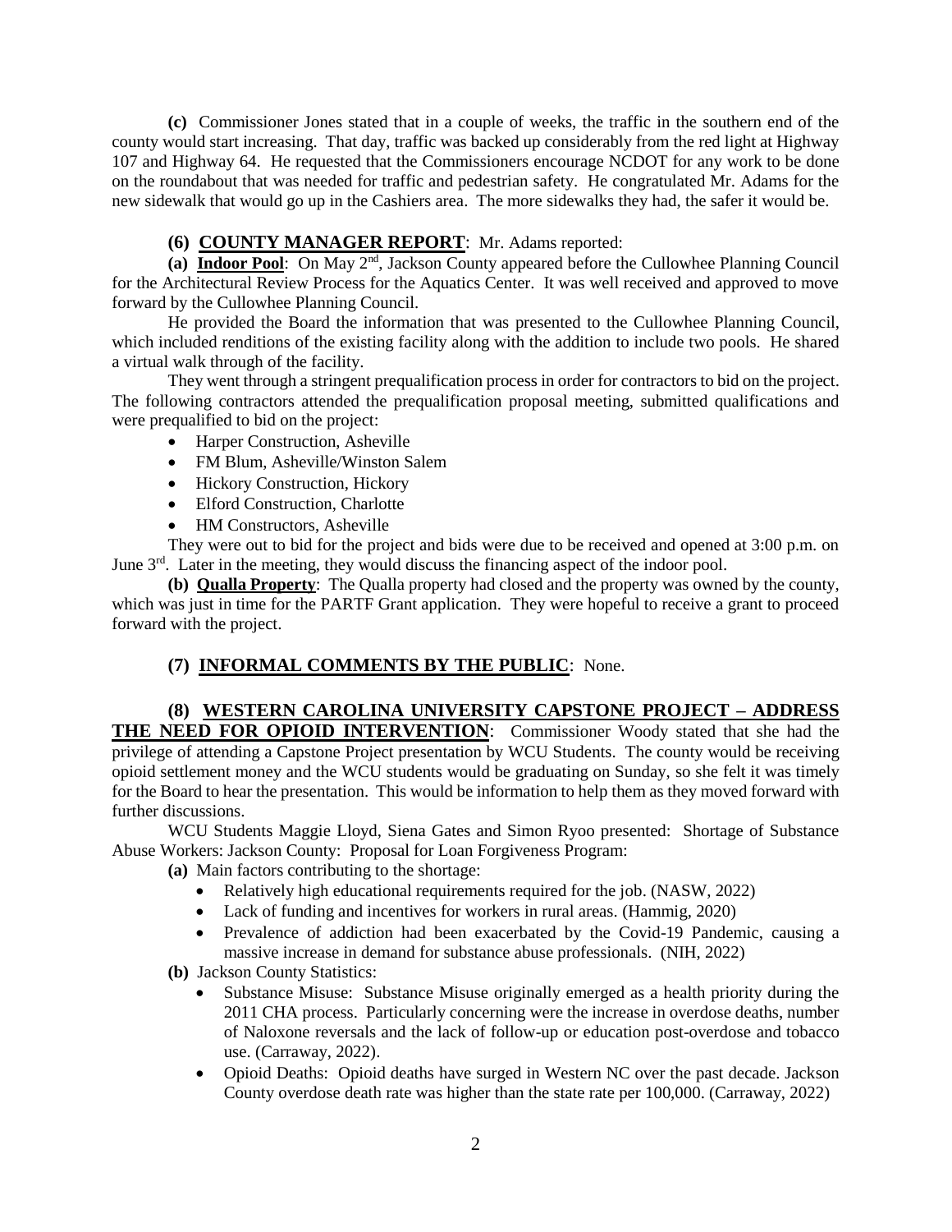**(c)** Commissioner Jones stated that in a couple of weeks, the traffic in the southern end of the county would start increasing. That day, traffic was backed up considerably from the red light at Highway 107 and Highway 64. He requested that the Commissioners encourage NCDOT for any work to be done on the roundabout that was needed for traffic and pedestrian safety. He congratulated Mr. Adams for the new sidewalk that would go up in the Cashiers area. The more sidewalks they had, the safer it would be.

**(6) <u>COUNTY MANAGER REPORT</u>**: Mr. Adams reported:

**(a) <u>Indoor Pool</u>**: On May 2nd, Jackson County appeared before the Cullowhee Planning Council for the Architectural Review Process for the Aquatics Center. It was well received and approved to move forward by the Cullowhee Planning Council.

He provided the Board the information that was presented to the Cullowhee Planning Council, which included renditions of the existing facility along with the addition to include two pools. He shared a virtual walk through of the facility.

They went through a stringent prequalification process in order for contractors to bid on the project. The following contractors attended the prequalification proposal meeting, submitted qualifications and were prequalified to bid on the project:

- Harper Construction, Asheville
- FM Blum, Asheville/Winston Salem
- Hickory Construction, Hickory
- Elford Construction, Charlotte
- HM Constructors, Asheville

They were out to bid for the project and bids were due to be received and opened at 3:00 p.m. on June 3rd. Later in the meeting, they would discuss the financing aspect of the indoor pool.

**(b) <u>Qualla Property</u>**: The Qualla property had closed and the property was owned by the county, which was just in time for the PARTF Grant application. They were hopeful to receive a grant to proceed forward with the project.

**(7) <u>INFORMAL COMMENTS BY THE PUBLIC</u>**: None.

**(8) <u>WESTERN CAROLINA UNIVERSITY CAPSTONE PROJECT – ADDRESS THE NEED FOR OPIOID INTERVENTION</u>**: Commissioner Woody stated that she had the privilege of attending a Capstone Project presentation by WCU Students. The county would be receiving opioid settlement money and the WCU students would be graduating on Sunday, so she felt it was timely for the Board to hear the presentation. This would be information to help them as they moved forward with further discussions.

WCU Students Maggie Lloyd, Siena Gates and Simon Ryoo presented: Shortage of Substance Abuse Workers: Jackson County: Proposal for Loan Forgiveness Program:

**(a)** Main factors contributing to the shortage:

- Relatively high educational requirements required for the job. (NASW, 2022)
- Lack of funding and incentives for workers in rural areas. (Hammig, 2020)
- Prevalence of addiction had been exacerbated by the Covid-19 Pandemic, causing a massive increase in demand for substance abuse professionals. (NIH, 2022)

**(b)** Jackson County Statistics:

- Substance Misuse: Substance Misuse originally emerged as a health priority during the 2011 CHA process. Particularly concerning were the increase in overdose deaths, number of Naloxone reversals and the lack of follow-up or education post-overdose and tobacco use. (Carraway, 2022).
- Opioid Deaths: Opioid deaths have surged in Western NC over the past decade. Jackson County overdose death rate was higher than the state rate per 100,000. (Carraway, 2022)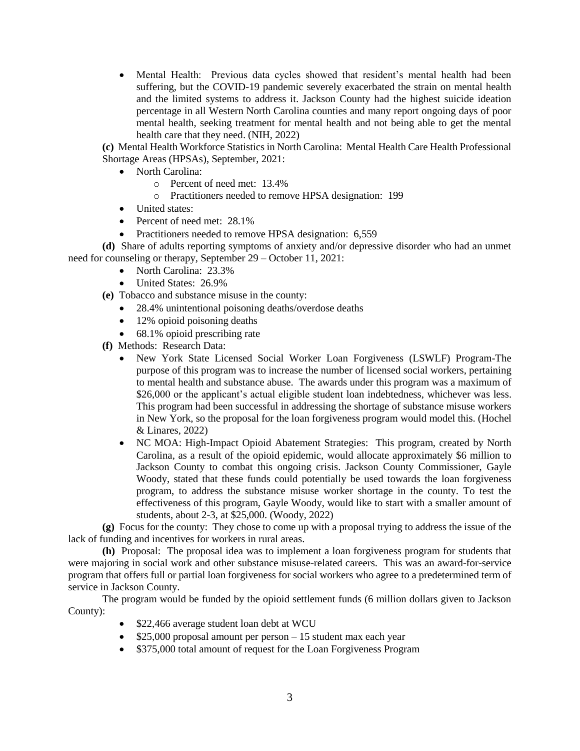- Mental Health: Previous data cycles showed that resident's mental health had been suffering, but the COVID-19 pandemic severely exacerbated the strain on mental health and the limited systems to address it. Jackson County had the highest suicide ideation percentage in all Western North Carolina counties and many report ongoing days of poor mental health, seeking treatment for mental health and not being able to get the mental health care that they need. (NIH, 2022)

**(c)** Mental Health Workforce Statistics in North Carolina: Mental Health Care Health Professional Shortage Areas (HPSAs), September, 2021:

- North Carolina:
  - Percent of need met: 13.4%
  - Practitioners needed to remove HPSA designation: 199
- United states:
- Percent of need met: 28.1%
- Practitioners needed to remove HPSA designation: 6,559

**(d)** Share of adults reporting symptoms of anxiety and/or depressive disorder who had an unmet need for counseling or therapy, September 29 – October 11, 2021:

- North Carolina: 23.3%
- United States: 26.9%

**(e)** Tobacco and substance misuse in the county:

- 28.4% unintentional poisoning deaths/overdose deaths
- 12% opioid poisoning deaths
- 68.1% opioid prescribing rate

**(f)** Methods: Research Data:

- New York State Licensed Social Worker Loan Forgiveness (LSWLF) Program-The purpose of this program was to increase the number of licensed social workers, pertaining to mental health and substance abuse. The awards under this program was a maximum of $26,000 or the applicant's actual eligible student loan indebtedness, whichever was less. This program had been successful in addressing the shortage of substance misuse workers in New York, so the proposal for the loan forgiveness program would model this. (Hochel & Linares, 2022)
- NC MOA: High-Impact Opioid Abatement Strategies: This program, created by North Carolina, as a result of the opioid epidemic, would allocate approximately $6 million to Jackson County to combat this ongoing crisis. Jackson County Commissioner, Gayle Woody, stated that these funds could potentially be used towards the loan forgiveness program, to address the substance misuse worker shortage in the county. To test the effectiveness of this program, Gayle Woody, would like to start with a smaller amount of students, about 2-3, at $25,000. (Woody, 2022)

**(g)** Focus for the county: They chose to come up with a proposal trying to address the issue of the lack of funding and incentives for workers in rural areas.

**(h)** Proposal: The proposal idea was to implement a loan forgiveness program for students that were majoring in social work and other substance misuse-related careers. This was an award-for-service program that offers full or partial loan forgiveness for social workers who agree to a predetermined term of service in Jackson County.

The program would be funded by the opioid settlement funds (6 million dollars given to Jackson County):

- $22,466 average student loan debt at WCU
- $25,000 proposal amount per person – 15 student max each year
- $375,000 total amount of request for the Loan Forgiveness Program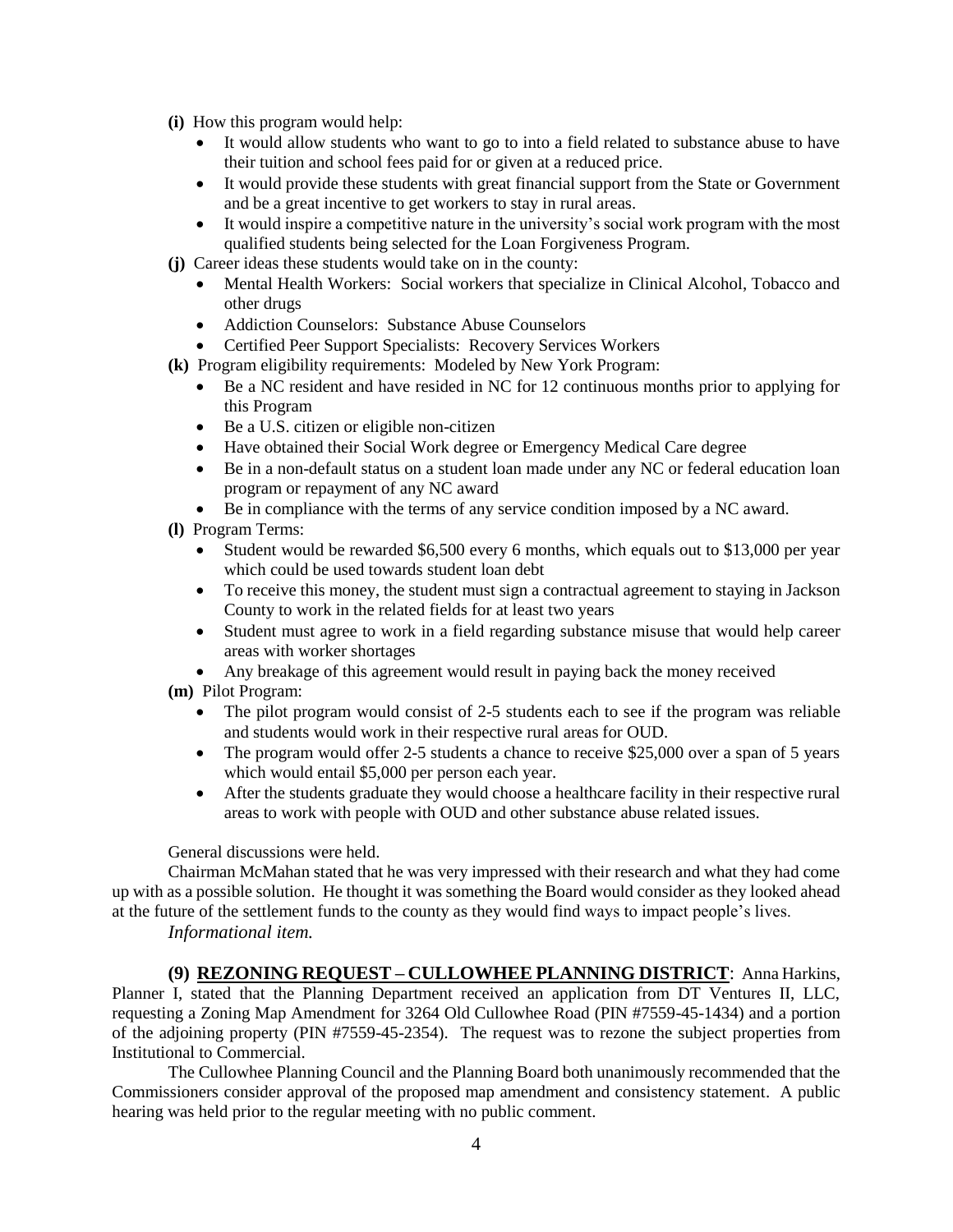**(i)** How this program would help:

- It would allow students who want to go to into a field related to substance abuse to have their tuition and school fees paid for or given at a reduced price.
- It would provide these students with great financial support from the State or Government and be a great incentive to get workers to stay in rural areas.
- It would inspire a competitive nature in the university's social work program with the most qualified students being selected for the Loan Forgiveness Program.

**(j)** Career ideas these students would take on in the county:

- Mental Health Workers: Social workers that specialize in Clinical Alcohol, Tobacco and other drugs
- Addiction Counselors: Substance Abuse Counselors
- Certified Peer Support Specialists: Recovery Services Workers

**(k)** Program eligibility requirements: Modeled by New York Program:

- Be a NC resident and have resided in NC for 12 continuous months prior to applying for this Program
- Be a U.S. citizen or eligible non-citizen
- Have obtained their Social Work degree or Emergency Medical Care degree
- Be in a non-default status on a student loan made under any NC or federal education loan program or repayment of any NC award
- Be in compliance with the terms of any service condition imposed by a NC award.

**(l)** Program Terms:

- Student would be rewarded $6,500 every 6 months, which equals out to $13,000 per year which could be used towards student loan debt
- To receive this money, the student must sign a contractual agreement to staying in Jackson County to work in the related fields for at least two years
- Student must agree to work in a field regarding substance misuse that would help career areas with worker shortages
- Any breakage of this agreement would result in paying back the money received

**(m)** Pilot Program:

- The pilot program would consist of 2-5 students each to see if the program was reliable and students would work in their respective rural areas for OUD.
- The program would offer 2-5 students a chance to receive $25,000 over a span of 5 years which would entail $5,000 per person each year.
- After the students graduate they would choose a healthcare facility in their respective rural areas to work with people with OUD and other substance abuse related issues.

General discussions were held.

Chairman McMahan stated that he was very impressed with their research and what they had come up with as a possible solution. He thought it was something the Board would consider as they looked ahead at the future of the settlement funds to the county as they would find ways to impact people's lives.

*Informational item.*

**(9) REZONING REQUEST – CULLOWHEE PLANNING DISTRICT**: Anna Harkins, Planner I, stated that the Planning Department received an application from DT Ventures II, LLC, requesting a Zoning Map Amendment for 3264 Old Cullowhee Road (PIN #7559-45-1434) and a portion of the adjoining property (PIN #7559-45-2354). The request was to rezone the subject properties from Institutional to Commercial.

The Cullowhee Planning Council and the Planning Board both unanimously recommended that the Commissioners consider approval of the proposed map amendment and consistency statement. A public hearing was held prior to the regular meeting with no public comment.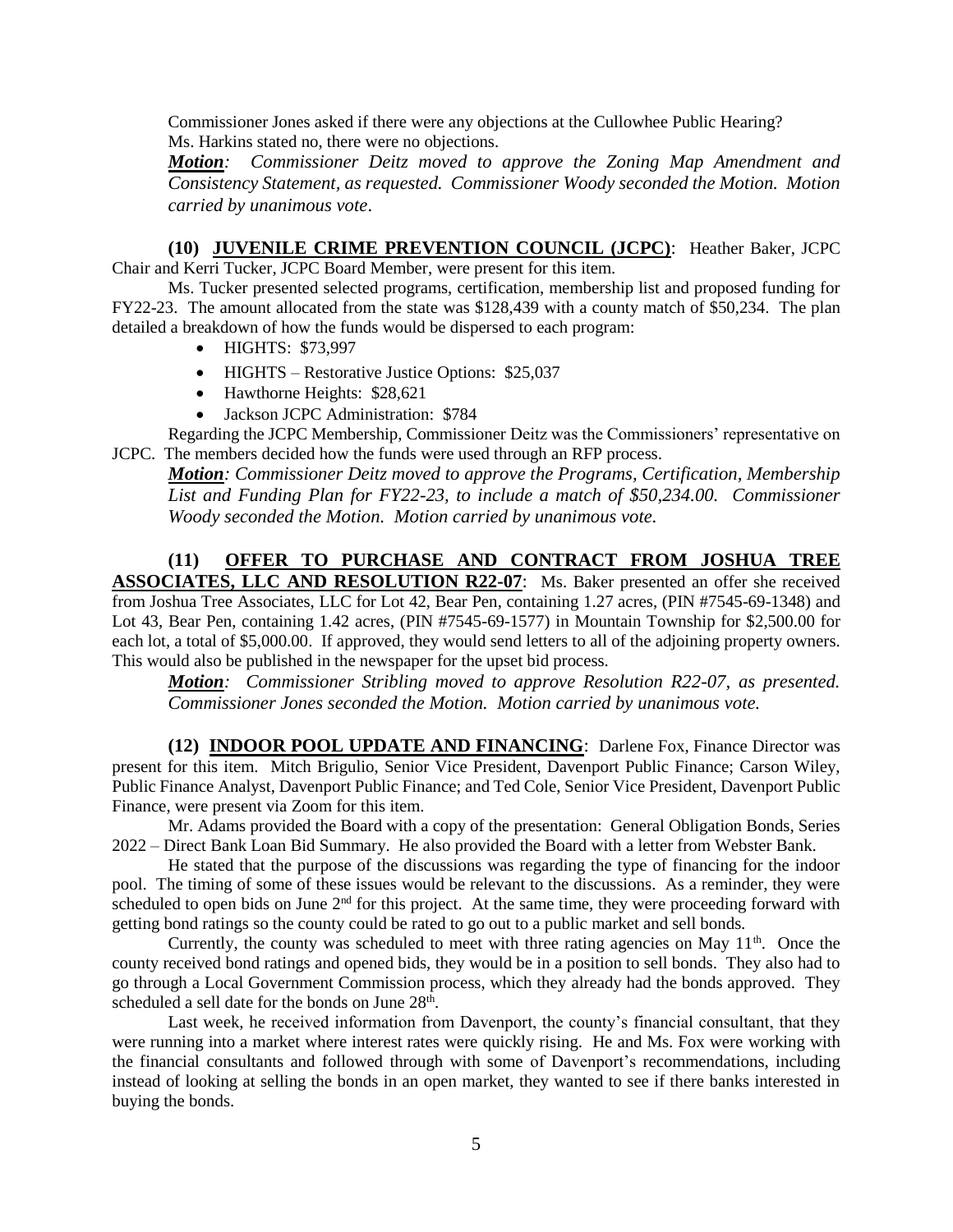Commissioner Jones asked if there were any objections at the Cullowhee Public Hearing?
Ms. Harkins stated no, there were no objections.

***Motion**: Commissioner Deitz moved to approve the Zoning Map Amendment and Consistency Statement, as requested. Commissioner Woody seconded the Motion. Motion carried by unanimous vote.*

**(10) JUVENILE CRIME PREVENTION COUNCIL (JCPC)**: Heather Baker, JCPC Chair and Kerri Tucker, JCPC Board Member, were present for this item.

Ms. Tucker presented selected programs, certification, membership list and proposed funding for FY22-23. The amount allocated from the state was $128,439 with a county match of $50,234. The plan detailed a breakdown of how the funds would be dispersed to each program:

- HIGHTS: $73,997
- HIGHTS – Restorative Justice Options: $25,037
- Hawthorne Heights: $28,621
- Jackson JCPC Administration: $784

Regarding the JCPC Membership, Commissioner Deitz was the Commissioners' representative on JCPC. The members decided how the funds were used through an RFP process.

***Motion**: Commissioner Deitz moved to approve the Programs, Certification, Membership List and Funding Plan for FY22-23, to include a match of $50,234.00. Commissioner Woody seconded the Motion. Motion carried by unanimous vote.*

**(11) OFFER TO PURCHASE AND CONTRACT FROM JOSHUA TREE ASSOCIATES, LLC AND RESOLUTION R22-07**: Ms. Baker presented an offer she received from Joshua Tree Associates, LLC for Lot 42, Bear Pen, containing 1.27 acres, (PIN #7545-69-1348) and Lot 43, Bear Pen, containing 1.42 acres, (PIN #7545-69-1577) in Mountain Township for $2,500.00 for each lot, a total of $5,000.00. If approved, they would send letters to all of the adjoining property owners. This would also be published in the newspaper for the upset bid process.

***Motion**: Commissioner Stribling moved to approve Resolution R22-07, as presented. Commissioner Jones seconded the Motion. Motion carried by unanimous vote.*

**(12) INDOOR POOL UPDATE AND FINANCING**: Darlene Fox, Finance Director was present for this item. Mitch Brigulio, Senior Vice President, Davenport Public Finance; Carson Wiley, Public Finance Analyst, Davenport Public Finance; and Ted Cole, Senior Vice President, Davenport Public Finance, were present via Zoom for this item.

Mr. Adams provided the Board with a copy of the presentation: General Obligation Bonds, Series 2022 – Direct Bank Loan Bid Summary. He also provided the Board with a letter from Webster Bank.

He stated that the purpose of the discussions was regarding the type of financing for the indoor pool. The timing of some of these issues would be relevant to the discussions. As a reminder, they were scheduled to open bids on June 2nd for this project. At the same time, they were proceeding forward with getting bond ratings so the county could be rated to go out to a public market and sell bonds.

Currently, the county was scheduled to meet with three rating agencies on May 11th. Once the county received bond ratings and opened bids, they would be in a position to sell bonds. They also had to go through a Local Government Commission process, which they already had the bonds approved. They scheduled a sell date for the bonds on June 28th.

Last week, he received information from Davenport, the county's financial consultant, that they were running into a market where interest rates were quickly rising. He and Ms. Fox were working with the financial consultants and followed through with some of Davenport's recommendations, including instead of looking at selling the bonds in an open market, they wanted to see if there banks interested in buying the bonds.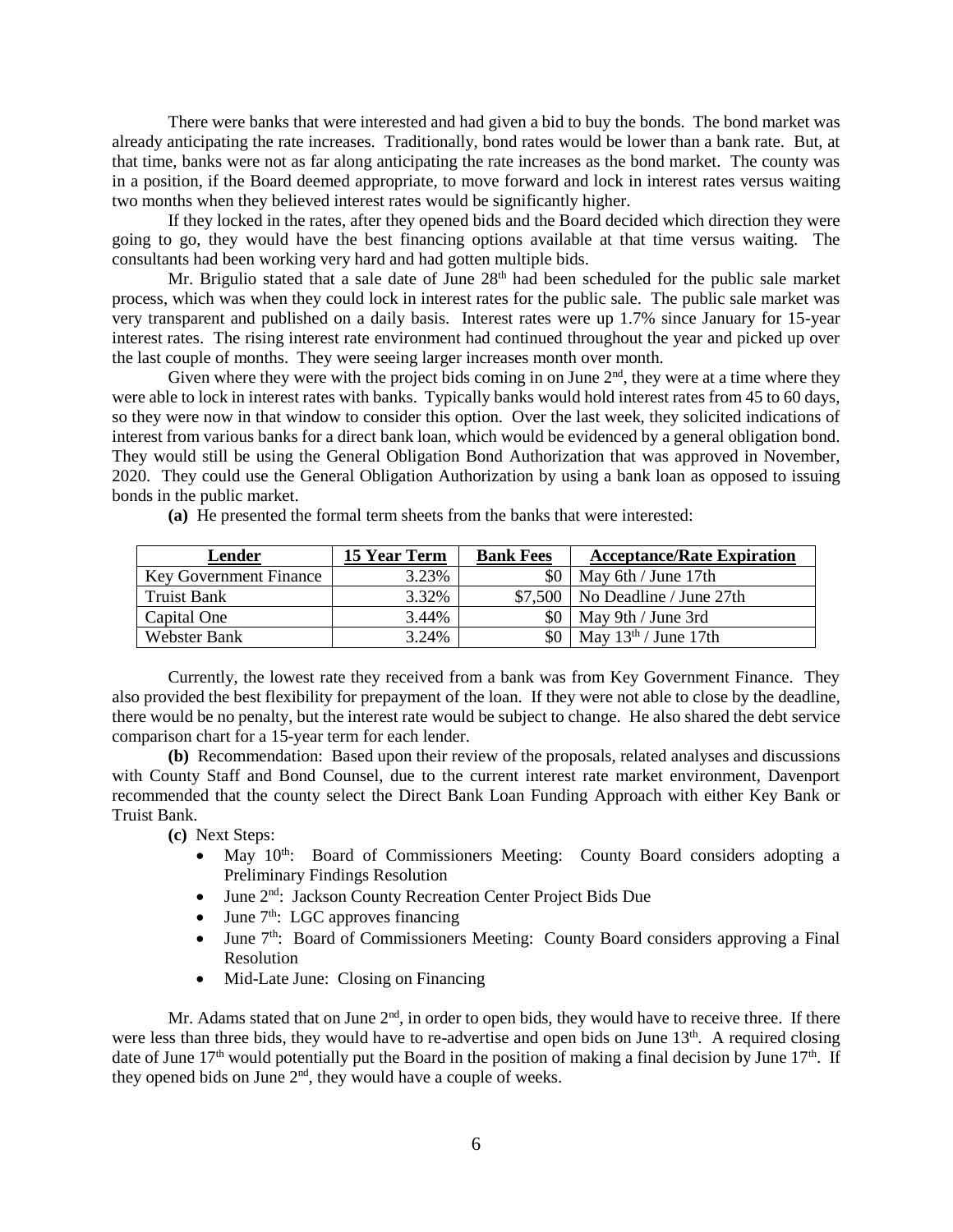There were banks that were interested and had given a bid to buy the bonds. The bond market was already anticipating the rate increases. Traditionally, bond rates would be lower than a bank rate. But, at that time, banks were not as far along anticipating the rate increases as the bond market. The county was in a position, if the Board deemed appropriate, to move forward and lock in interest rates versus waiting two months when they believed interest rates would be significantly higher.

If they locked in the rates, after they opened bids and the Board decided which direction they were going to go, they would have the best financing options available at that time versus waiting. The consultants had been working very hard and had gotten multiple bids.

Mr. Brigulio stated that a sale date of June 28th had been scheduled for the public sale market process, which was when they could lock in interest rates for the public sale. The public sale market was very transparent and published on a daily basis. Interest rates were up 1.7% since January for 15-year interest rates. The rising interest rate environment had continued throughout the year and picked up over the last couple of months. They were seeing larger increases month over month.

Given where they were with the project bids coming in on June 2nd, they were at a time where they were able to lock in interest rates with banks. Typically banks would hold interest rates from 45 to 60 days, so they were now in that window to consider this option. Over the last week, they solicited indications of interest from various banks for a direct bank loan, which would be evidenced by a general obligation bond. They would still be using the General Obligation Bond Authorization that was approved in November, 2020. They could use the General Obligation Authorization by using a bank loan as opposed to issuing bonds in the public market.

**(a)** He presented the formal term sheets from the banks that were interested:

| Lender | 15 Year Term | Bank Fees | Acceptance/Rate Expiration |
|---|---|---|---|
| Key Government Finance | 3.23% | $0 | May 6th / June 17th |
| Truist Bank | 3.32% | $7,500 | No Deadline / June 27th |
| Capital One | 3.44% | $0 | May 9th / June 3rd |
| Webster Bank | 3.24% | $0 | May 13th / June 17th |

Currently, the lowest rate they received from a bank was from Key Government Finance. They also provided the best flexibility for prepayment of the loan. If they were not able to close by the deadline, there would be no penalty, but the interest rate would be subject to change. He also shared the debt service comparison chart for a 15-year term for each lender.

**(b)** Recommendation: Based upon their review of the proposals, related analyses and discussions with County Staff and Bond Counsel, due to the current interest rate market environment, Davenport recommended that the county select the Direct Bank Loan Funding Approach with either Key Bank or Truist Bank.

**(c)** Next Steps:

- May 10th: Board of Commissioners Meeting: County Board considers adopting a Preliminary Findings Resolution
- June 2nd: Jackson County Recreation Center Project Bids Due
- June 7th: LGC approves financing
- June 7th: Board of Commissioners Meeting: County Board considers approving a Final Resolution
- Mid-Late June: Closing on Financing

Mr. Adams stated that on June 2nd, in order to open bids, they would have to receive three. If there were less than three bids, they would have to re-advertise and open bids on June 13th. A required closing date of June 17th would potentially put the Board in the position of making a final decision by June 17th. If they opened bids on June 2nd, they would have a couple of weeks.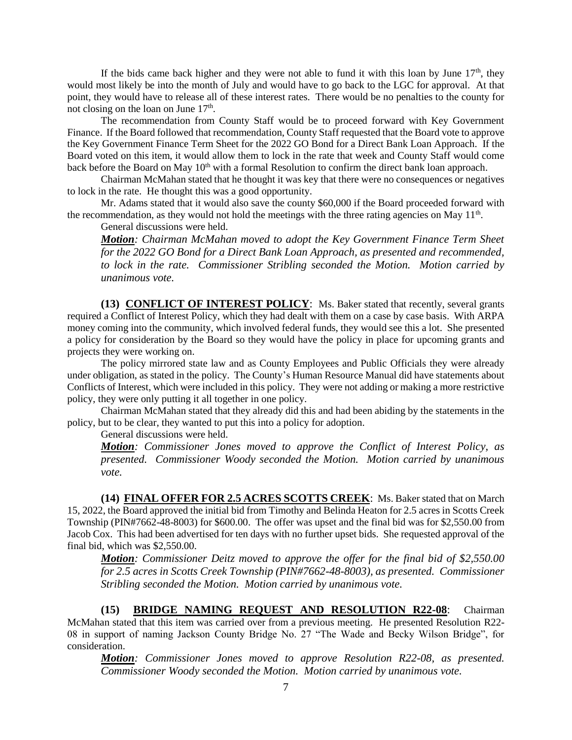If the bids came back higher and they were not able to fund it with this loan by June 17th, they would most likely be into the month of July and would have to go back to the LGC for approval. At that point, they would have to release all of these interest rates. There would be no penalties to the county for not closing on the loan on June 17th.

The recommendation from County Staff would be to proceed forward with Key Government Finance. If the Board followed that recommendation, County Staff requested that the Board vote to approve the Key Government Finance Term Sheet for the 2022 GO Bond for a Direct Bank Loan Approach. If the Board voted on this item, it would allow them to lock in the rate that week and County Staff would come back before the Board on May 10th with a formal Resolution to confirm the direct bank loan approach.

Chairman McMahan stated that he thought it was key that there were no consequences or negatives to lock in the rate. He thought this was a good opportunity.

Mr. Adams stated that it would also save the county $60,000 if the Board proceeded forward with the recommendation, as they would not hold the meetings with the three rating agencies on May 11th.

General discussions were held.

***Motion**: Chairman McMahan moved to adopt the Key Government Finance Term Sheet for the 2022 GO Bond for a Direct Bank Loan Approach, as presented and recommended, to lock in the rate. Commissioner Stribling seconded the Motion. Motion carried by unanimous vote.*

**(13) CONFLICT OF INTEREST POLICY**: Ms. Baker stated that recently, several grants required a Conflict of Interest Policy, which they had dealt with them on a case by case basis. With ARPA money coming into the community, which involved federal funds, they would see this a lot. She presented a policy for consideration by the Board so they would have the policy in place for upcoming grants and projects they were working on.

The policy mirrored state law and as County Employees and Public Officials they were already under obligation, as stated in the policy. The County's Human Resource Manual did have statements about Conflicts of Interest, which were included in this policy. They were not adding or making a more restrictive policy, they were only putting it all together in one policy.

Chairman McMahan stated that they already did this and had been abiding by the statements in the policy, but to be clear, they wanted to put this into a policy for adoption.

General discussions were held.

***Motion**: Commissioner Jones moved to approve the Conflict of Interest Policy, as presented. Commissioner Woody seconded the Motion. Motion carried by unanimous vote.*

**(14) FINAL OFFER FOR 2.5 ACRES SCOTTS CREEK**: Ms. Baker stated that on March 15, 2022, the Board approved the initial bid from Timothy and Belinda Heaton for 2.5 acres in Scotts Creek Township (PIN#7662-48-8003) for $600.00. The offer was upset and the final bid was for $2,550.00 from Jacob Cox. This had been advertised for ten days with no further upset bids. She requested approval of the final bid, which was $2,550.00.

***Motion**: Commissioner Deitz moved to approve the offer for the final bid of $2,550.00 for 2.5 acres in Scotts Creek Township (PIN#7662-48-8003), as presented. Commissioner Stribling seconded the Motion. Motion carried by unanimous vote.*

**(15) BRIDGE NAMING REQUEST AND RESOLUTION R22-08**: Chairman McMahan stated that this item was carried over from a previous meeting. He presented Resolution R22-08 in support of naming Jackson County Bridge No. 27 "The Wade and Becky Wilson Bridge", for consideration.

***Motion**: Commissioner Jones moved to approve Resolution R22-08, as presented. Commissioner Woody seconded the Motion. Motion carried by unanimous vote.*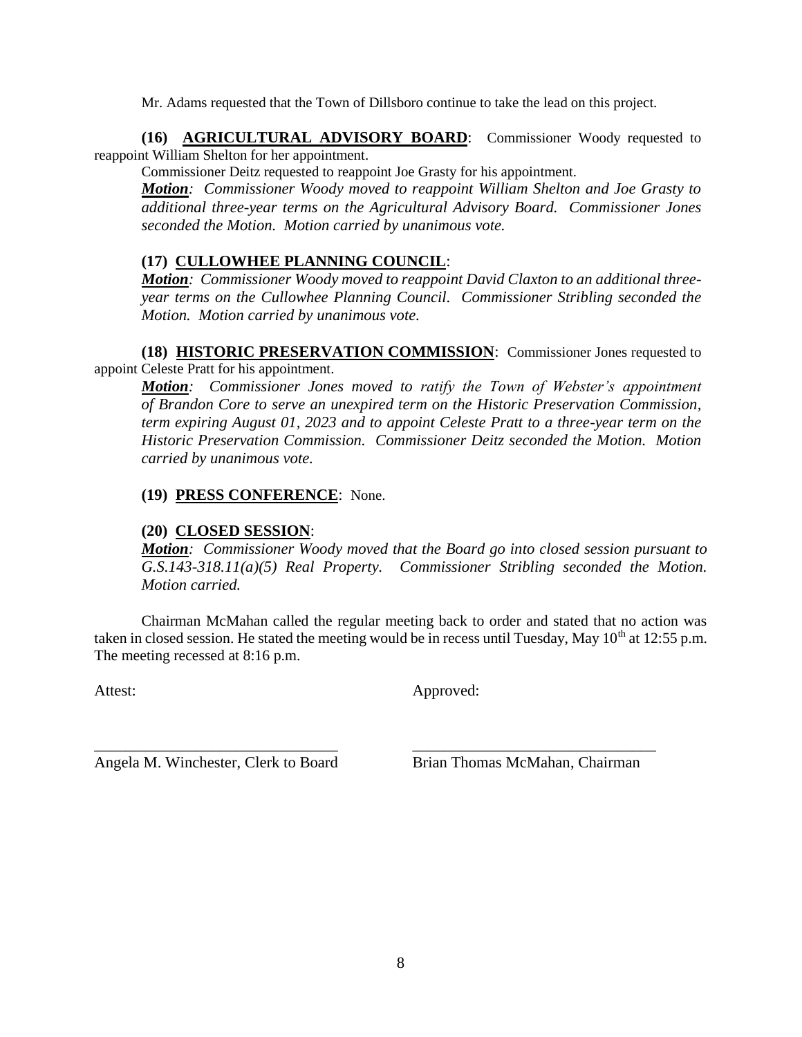Mr. Adams requested that the Town of Dillsboro continue to take the lead on this project.

**(16) AGRICULTURAL ADVISORY BOARD**: Commissioner Woody requested to reappoint William Shelton for her appointment.

Commissioner Deitz requested to reappoint Joe Grasty for his appointment.

***Motion**: Commissioner Woody moved to reappoint William Shelton and Joe Grasty to additional three-year terms on the Agricultural Advisory Board. Commissioner Jones seconded the Motion. Motion carried by unanimous vote.*

**(17) CULLOWHEE PLANNING COUNCIL**:

***Motion**: Commissioner Woody moved to reappoint David Claxton to an additional three-year terms on the Cullowhee Planning Council. Commissioner Stribling seconded the Motion. Motion carried by unanimous vote.*

**(18) HISTORIC PRESERVATION COMMISSION**: Commissioner Jones requested to appoint Celeste Pratt for his appointment.

***Motion**: Commissioner Jones moved to ratify the Town of Webster's appointment of Brandon Core to serve an unexpired term on the Historic Preservation Commission, term expiring August 01, 2023 and to appoint Celeste Pratt to a three-year term on the Historic Preservation Commission. Commissioner Deitz seconded the Motion. Motion carried by unanimous vote.*

**(19) PRESS CONFERENCE**: None.

**(20) CLOSED SESSION**:

***Motion**: Commissioner Woody moved that the Board go into closed session pursuant to G.S.143-318.11(a)(5) Real Property. Commissioner Stribling seconded the Motion. Motion carried.*

Chairman McMahan called the regular meeting back to order and stated that no action was taken in closed session. He stated the meeting would be in recess until Tuesday, May 10th at 12:55 p.m. The meeting recessed at 8:16 p.m.

Attest: Approved:

\_\_\_\_\_\_\_\_\_\_\_\_\_\_\_\_\_\_\_\_\_\_\_\_\_\_\_\_\_\_\_ \_\_\_\_\_\_\_\_\_\_\_\_\_\_\_\_\_\_\_\_\_\_\_\_\_\_\_\_\_\_\_

Angela M. Winchester, Clerk to Board Brian Thomas McMahan, Chairman